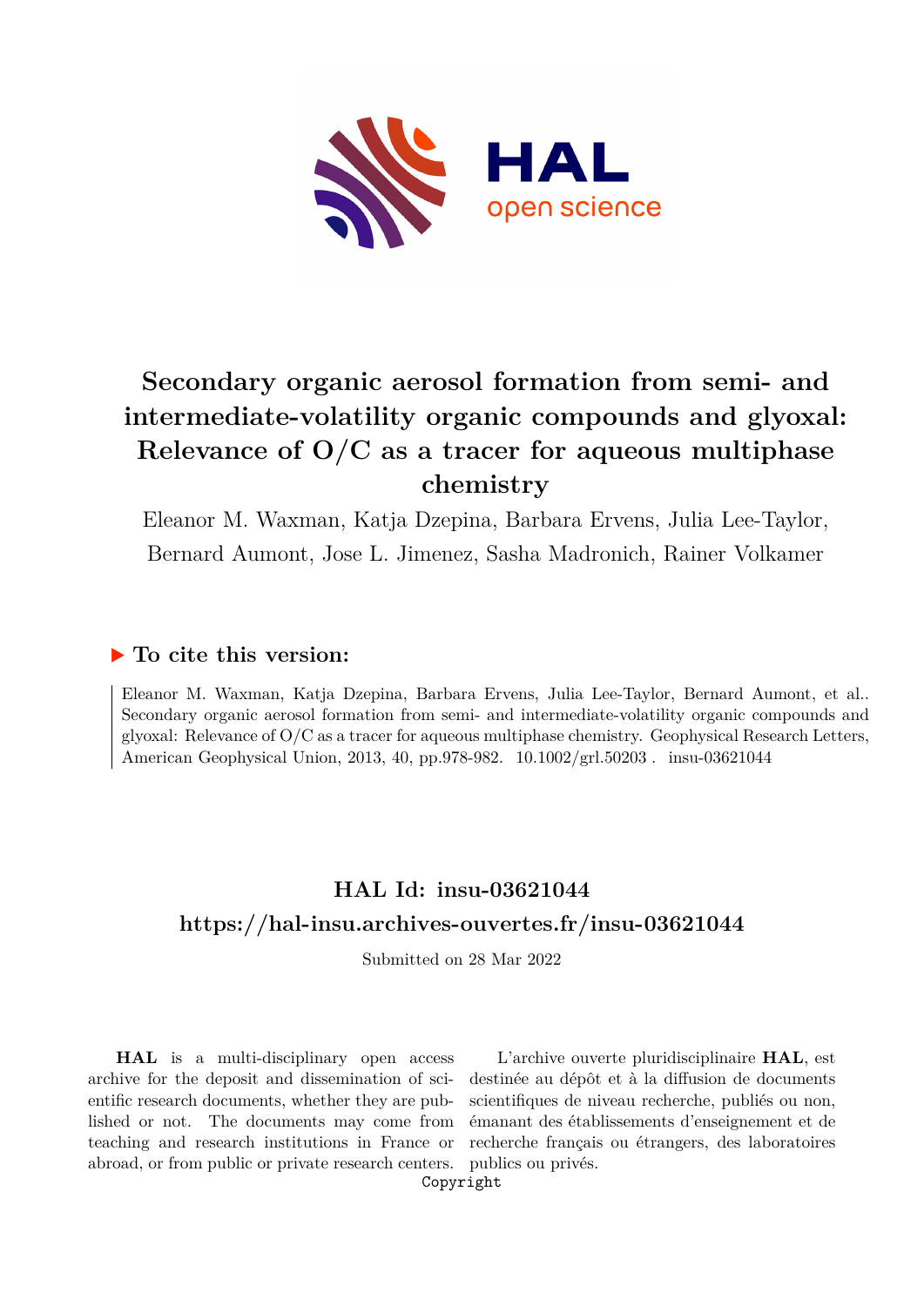# Secondary organic aerosol formation from semi- and intermediate-volatility organic compounds and glyoxal: Relevance of O/C as a tracer for aqueous multiphase chemistry

Eleanor M. Waxman, Katja Dzepina, Barbara Ervens, Julia Lee-Taylor, Bernard Aumont, Jose L. Jimenez, Sasha Madronich, Rainer Volkamer

## ▶ To cite this version:

Eleanor M. Waxman, Katja Dzepina, Barbara Ervens, Julia Lee-Taylor, Bernard Aumont, et al.. Secondary organic aerosol formation from semi- and intermediate-volatility organic compounds and glyoxal: Relevance of O/C as a tracer for aqueous multiphase chemistry. Geophysical Research Letters, American Geophysical Union, 2013, 40, pp.978-982. 10.1002/grl.50203 . insu-03621044

## HAL Id: insu-03621044

## https://hal-insu.archives-ouvertes.fr/insu-03621044

Submitted on 28 Mar 2022

**HAL** is a multi-disciplinary open access archive for the deposit and dissemination of scientific research documents, whether they are published or not. The documents may come from teaching and research institutions in France or abroad, or from public or private research centers.

L'archive ouverte pluridisciplinaire **HAL**, est destinée au dépôt et à la diffusion de documents scientifiques de niveau recherche, publiés ou non, émanant des établissements d'enseignement et de recherche français ou étrangers, des laboratoires publics ou privés.

Copyright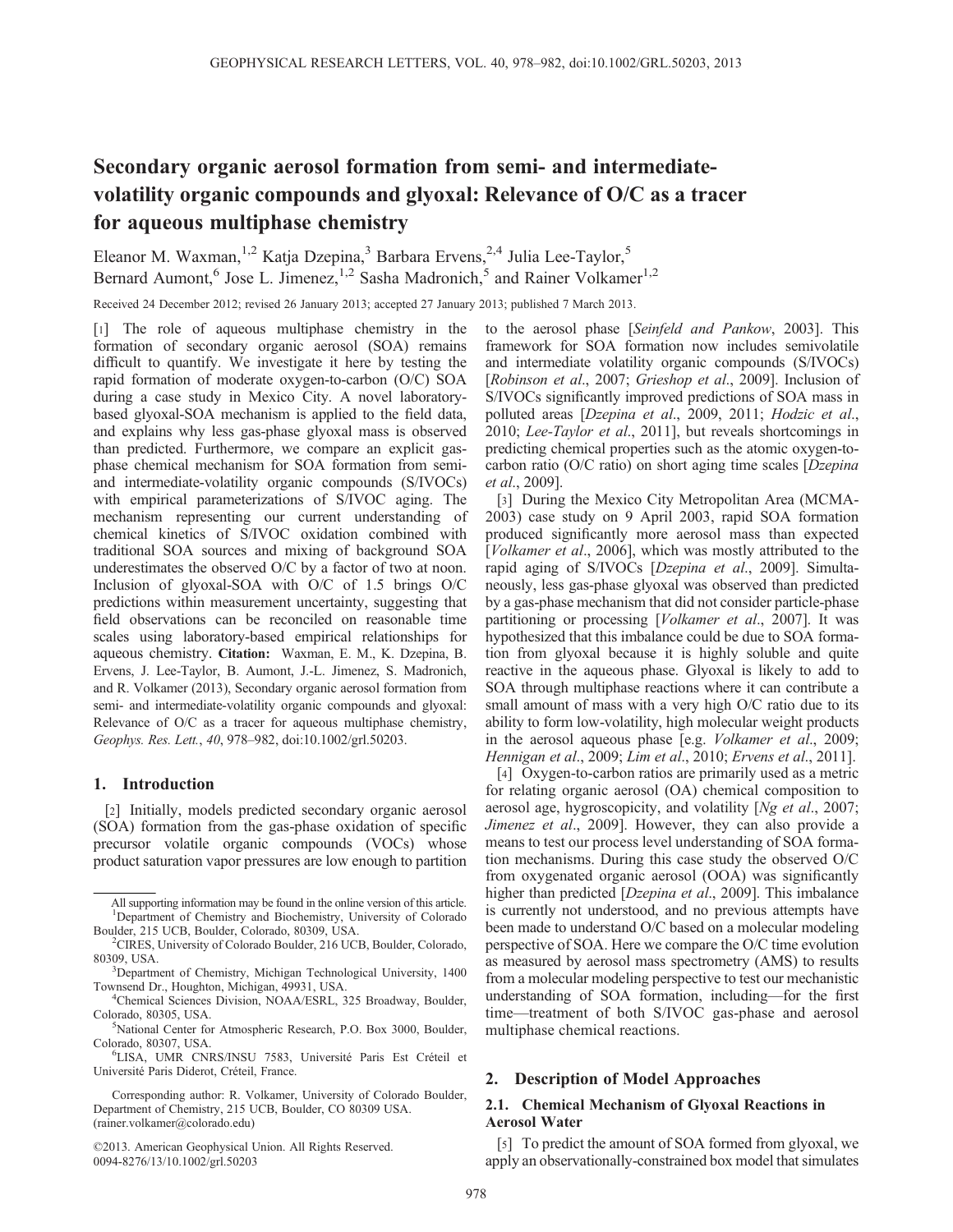# Secondary organic aerosol formation from semi- and intermediate-volatility organic compounds and glyoxal: Relevance of O/C as a tracer for aqueous multiphase chemistry

Eleanor M. Waxman,[1,2] Katja Dzepina,[3] Barbara Ervens,[2,4] Julia Lee-Taylor,[5] Bernard Aumont,[6] Jose L. Jimenez,[1,2] Sasha Madronich,[5] and Rainer Volkamer[1,2]

Received 24 December 2012; revised 26 January 2013; accepted 27 January 2013; published 7 March 2013.

[1] The role of aqueous multiphase chemistry in the formation of secondary organic aerosol (SOA) remains difficult to quantify. We investigate it here by testing the rapid formation of moderate oxygen-to-carbon (O/C) SOA during a case study in Mexico City. A novel laboratory-based glyoxal-SOA mechanism is applied to the field data, and explains why less gas-phase glyoxal mass is observed than predicted. Furthermore, we compare an explicit gas-phase chemical mechanism for SOA formation from semi- and intermediate-volatility organic compounds (S/IVOCs) with empirical parameterizations of S/IVOC aging. The mechanism representing our current understanding of chemical kinetics of S/IVOC oxidation combined with traditional SOA sources and mixing of background SOA underestimates the observed O/C by a factor of two at noon. Inclusion of glyoxal-SOA with O/C of 1.5 brings O/C predictions within measurement uncertainty, suggesting that field observations can be reconciled on reasonable time scales using laboratory-based empirical relationships for aqueous chemistry. **Citation:** Waxman, E. M., K. Dzepina, B. Ervens, J. Lee-Taylor, B. Aumont, J.-L. Jimenez, S. Madronich, and R. Volkamer (2013), Secondary organic aerosol formation from semi- and intermediate-volatility organic compounds and glyoxal: Relevance of O/C as a tracer for aqueous multiphase chemistry, *Geophys. Res. Lett.*, *40*, 978–982, doi:10.1002/grl.50203.

## 1. Introduction

[2] Initially, models predicted secondary organic aerosol (SOA) formation from the gas-phase oxidation of specific precursor volatile organic compounds (VOCs) whose product saturation vapor pressures are low enough to partition to the aerosol phase [*Seinfeld and Pankow*, 2003]. This framework for SOA formation now includes semivolatile and intermediate volatility organic compounds (S/IVOCs) [*Robinson et al.*, 2007; *Grieshop et al.*, 2009]. Inclusion of S/IVOCs significantly improved predictions of SOA mass in polluted areas [*Dzepina et al.*, 2009, 2011; *Hodzic et al.*, 2010; *Lee-Taylor et al.*, 2011], but reveals shortcomings in predicting chemical properties such as the atomic oxygen-to-carbon ratio (O/C ratio) on short aging time scales [*Dzepina et al.*, 2009].

[3] During the Mexico City Metropolitan Area (MCMA-2003) case study on 9 April 2003, rapid SOA formation produced significantly more aerosol mass than expected [*Volkamer et al.*, 2006], which was mostly attributed to the rapid aging of S/IVOCs [*Dzepina et al.*, 2009]. Simultaneously, less gas-phase glyoxal was observed than predicted by a gas-phase mechanism that did not consider particle-phase partitioning or processing [*Volkamer et al.*, 2007]. It was hypothesized that this imbalance could be due to SOA formation from glyoxal because it is highly soluble and quite reactive in the aqueous phase. Glyoxal is likely to add to SOA through multiphase reactions where it can contribute a small amount of mass with a very high O/C ratio due to its ability to form low-volatility, high molecular weight products in the aerosol aqueous phase [e.g. *Volkamer et al.*, 2009; *Hennigan et al.*, 2009; *Lim et al.*, 2010; *Ervens et al.*, 2011].

[4] Oxygen-to-carbon ratios are primarily used as a metric for relating organic aerosol (OA) chemical composition to aerosol age, hygroscopicity, and volatility [*Ng et al.*, 2007; *Jimenez et al.*, 2009]. However, they can also provide a means to test our process level understanding of SOA formation mechanisms. During this case study the observed O/C from oxygenated organic aerosol (OOA) was significantly higher than predicted [*Dzepina et al.*, 2009]. This imbalance is currently not understood, and no previous attempts have been made to understand O/C based on a molecular modeling perspective of SOA. Here we compare the O/C time evolution as measured by aerosol mass spectrometry (AMS) to results from a molecular modeling perspective to test our mechanistic understanding of SOA formation, including—for the first time—treatment of both S/IVOC gas-phase and aerosol multiphase chemical reactions.

## 2. Description of Model Approaches

### 2.1. Chemical Mechanism of Glyoxal Reactions in Aerosol Water

[5] To predict the amount of SOA formed from glyoxal, we apply an observationally-constrained box model that simulates

---

All supporting information may be found in the online version of this article.

[1] Department of Chemistry and Biochemistry, University of Colorado Boulder, 215 UCB, Boulder, Colorado, 80309, USA.

[2] CIRES, University of Colorado Boulder, 216 UCB, Boulder, Colorado, 80309, USA.

[3] Department of Chemistry, Michigan Technological University, 1400 Townsend Dr., Houghton, Michigan, 49931, USA.

[4] Chemical Sciences Division, NOAA/ESRL, 325 Broadway, Boulder, Colorado, 80305, USA.

[5] National Center for Atmospheric Research, P.O. Box 3000, Boulder, Colorado, 80307, USA.

[6] LISA, UMR CNRS/INSU 7583, Université Paris Est Créteil et Université Paris Diderot, Créteil, France.

Corresponding author: R. Volkamer, University of Colorado Boulder, Department of Chemistry, 215 UCB, Boulder, CO 80309 USA. (rainer.volkamer@colorado.edu)

©2013. American Geophysical Union. All Rights Reserved.
0094-8276/13/10.1002/grl.50203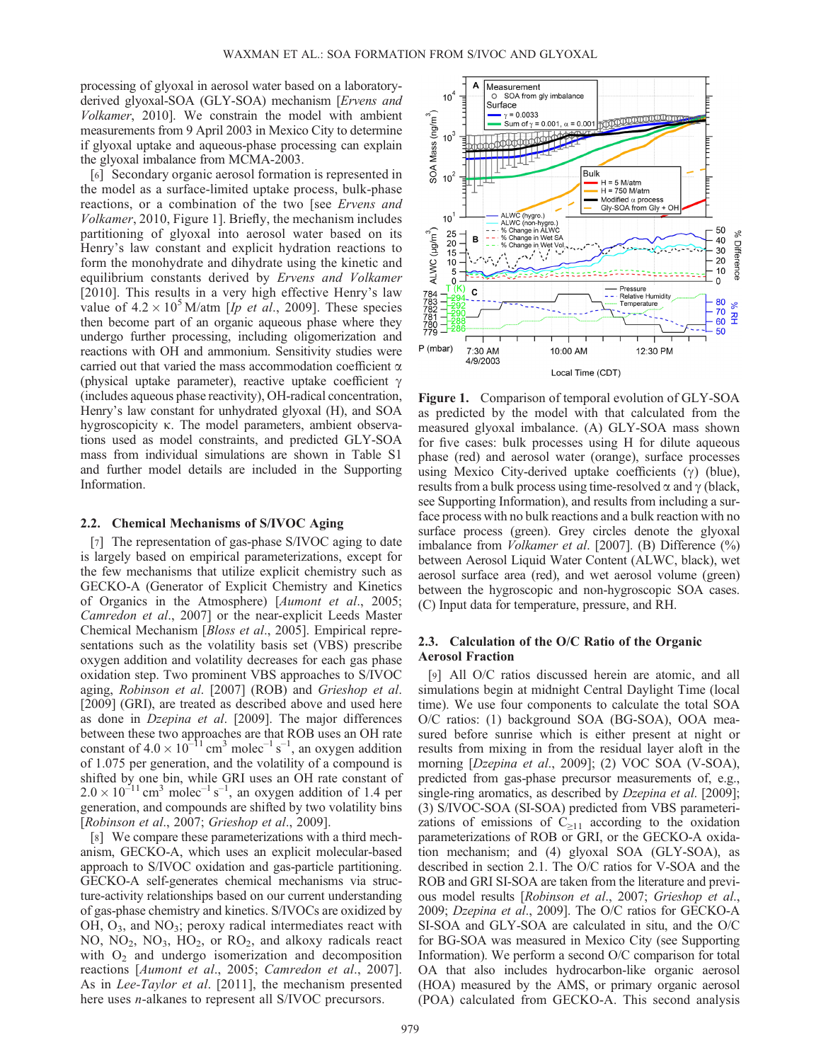processing of glyoxal in aerosol water based on a laboratory-derived glyoxal-SOA (GLY-SOA) mechanism [*Ervens and Volkamer*, 2010]. We constrain the model with ambient measurements from 9 April 2003 in Mexico City to determine if glyoxal uptake and aqueous-phase processing can explain the glyoxal imbalance from MCMA-2003.

[6] Secondary organic aerosol formation is represented in the model as a surface-limited uptake process, bulk-phase reactions, or a combination of the two [see *Ervens and Volkamer*, 2010, Figure 1]. Briefly, the mechanism includes partitioning of glyoxal into aerosol water based on its Henry's law constant and explicit hydration reactions to form the monohydrate and dihydrate using the kinetic and equilibrium constants derived by *Ervens and Volkamer* [2010]. This results in a very high effective Henry's law value of $4.2 \times 10^5$ M/atm [*Ip et al.*, 2009]. These species then become part of an organic aqueous phase where they undergo further processing, including oligomerization and reactions with OH and ammonium. Sensitivity studies were carried out that varied the mass accommodation coefficient $\alpha$ (physical uptake parameter), reactive uptake coefficient $\gamma$ (includes aqueous phase reactivity), OH-radical concentration, Henry's law constant for unhydrated glyoxal (H), and SOA hygroscopicity $\kappa$. The model parameters, ambient observations used as model constraints, and predicted GLY-SOA mass from individual simulations are shown in Table S1 and further model details are included in the Supporting Information.

## 2.2. Chemical Mechanisms of S/IVOC Aging

[7] The representation of gas-phase S/IVOC aging to date is largely based on empirical parameterizations, except for the few mechanisms that utilize explicit chemistry such as GECKO-A (Generator of Explicit Chemistry and Kinetics of Organics in the Atmosphere) [*Aumont et al.*, 2005; *Camredon et al.*, 2007] or the near-explicit Leeds Master Chemical Mechanism [*Bloss et al.*, 2005]. Empirical representations such as the volatility basis set (VBS) prescribe oxygen addition and volatility decreases for each gas phase oxidation step. Two prominent VBS approaches to S/IVOC aging, *Robinson et al.* [2007] (ROB) and *Grieshop et al.* [2009] (GRI), are treated as described above and used here as done in *Dzepina et al.* [2009]. The major differences between these two approaches are that ROB uses an OH rate constant of $4.0 \times 10^{-11}$ cm$^3$ molec$^{-1}$ s$^{-1}$, an oxygen addition of 1.075 per generation, and the volatility of a compound is shifted by one bin, while GRI uses an OH rate constant of $2.0 \times 10^{-11}$ cm$^3$ molec$^{-1}$ s$^{-1}$, an oxygen addition of 1.4 per generation, and compounds are shifted by two volatility bins [*Robinson et al.*, 2007; *Grieshop et al.*, 2009].

[8] We compare these parameterizations with a third mechanism, GECKO-A, which uses an explicit molecular-based approach to S/IVOC oxidation and gas-particle partitioning. GECKO-A self-generates chemical mechanisms via structure-activity relationships based on our current understanding of gas-phase chemistry and kinetics. S/IVOCs are oxidized by OH, $O_3$, and $NO_3$; peroxy radical intermediates react with NO, $NO_2$, $NO_3$, $HO_2$, or $RO_2$, and alkoxy radicals react with $O_2$ and undergo isomerization and decomposition reactions [*Aumont et al.*, 2005; *Camredon et al.*, 2007]. As in *Lee-Taylor et al.* [2011], the mechanism presented here uses *n*-alkanes to represent all S/IVOC precursors.

**Figure 1.** Comparison of temporal evolution of GLY-SOA as predicted by the model with that calculated from the measured glyoxal imbalance. (A) GLY-SOA mass shown for five cases: bulk processes using H for dilute aqueous phase (red) and aerosol water (orange), surface processes using Mexico City-derived uptake coefficients ($\gamma$) (blue), results from a bulk process using time-resolved $\alpha$ and $\gamma$ (black, see Supporting Information), and results from including a surface process with no bulk reactions and a bulk reaction with no surface process (green). Grey circles denote the glyoxal imbalance from *Volkamer et al.* [2007]. (B) Difference (%) between Aerosol Liquid Water Content (ALWC, black), wet aerosol surface area (red), and wet aerosol volume (green) between the hygroscopic and non-hygroscopic SOA cases. (C) Input data for temperature, pressure, and RH.

## 2.3. Calculation of the O/C Ratio of the Organic Aerosol Fraction

[9] All O/C ratios discussed herein are atomic, and all simulations begin at midnight Central Daylight Time (local time). We use four components to calculate the total SOA O/C ratios: (1) background SOA (BG-SOA), OOA measured before sunrise which is either present at night or results from mixing in from the residual layer aloft in the morning [*Dzepina et al.*, 2009]; (2) VOC SOA (V-SOA), predicted from gas-phase precursor measurements of, e.g., single-ring aromatics, as described by *Dzepina et al.* [2009]; (3) S/IVOC-SOA (SI-SOA) predicted from VBS parameterizations of emissions of $C_{\geq 11}$ according to the oxidation parameterizations of ROB or GRI, or the GECKO-A oxidation mechanism; and (4) glyoxal SOA (GLY-SOA), as described in section 2.1. The O/C ratios for V-SOA and the ROB and GRI SI-SOA are taken from the literature and previous model results [*Robinson et al.*, 2007; *Grieshop et al.*, 2009; *Dzepina et al.*, 2009]. The O/C ratios for GECKO-A SI-SOA and GLY-SOA are calculated in situ, and the O/C for BG-SOA was measured in Mexico City (see Supporting Information). We perform a second O/C comparison for total OA that also includes hydrocarbon-like organic aerosol (HOA) measured by the AMS, or primary organic aerosol (POA) calculated from GECKO-A. This second analysis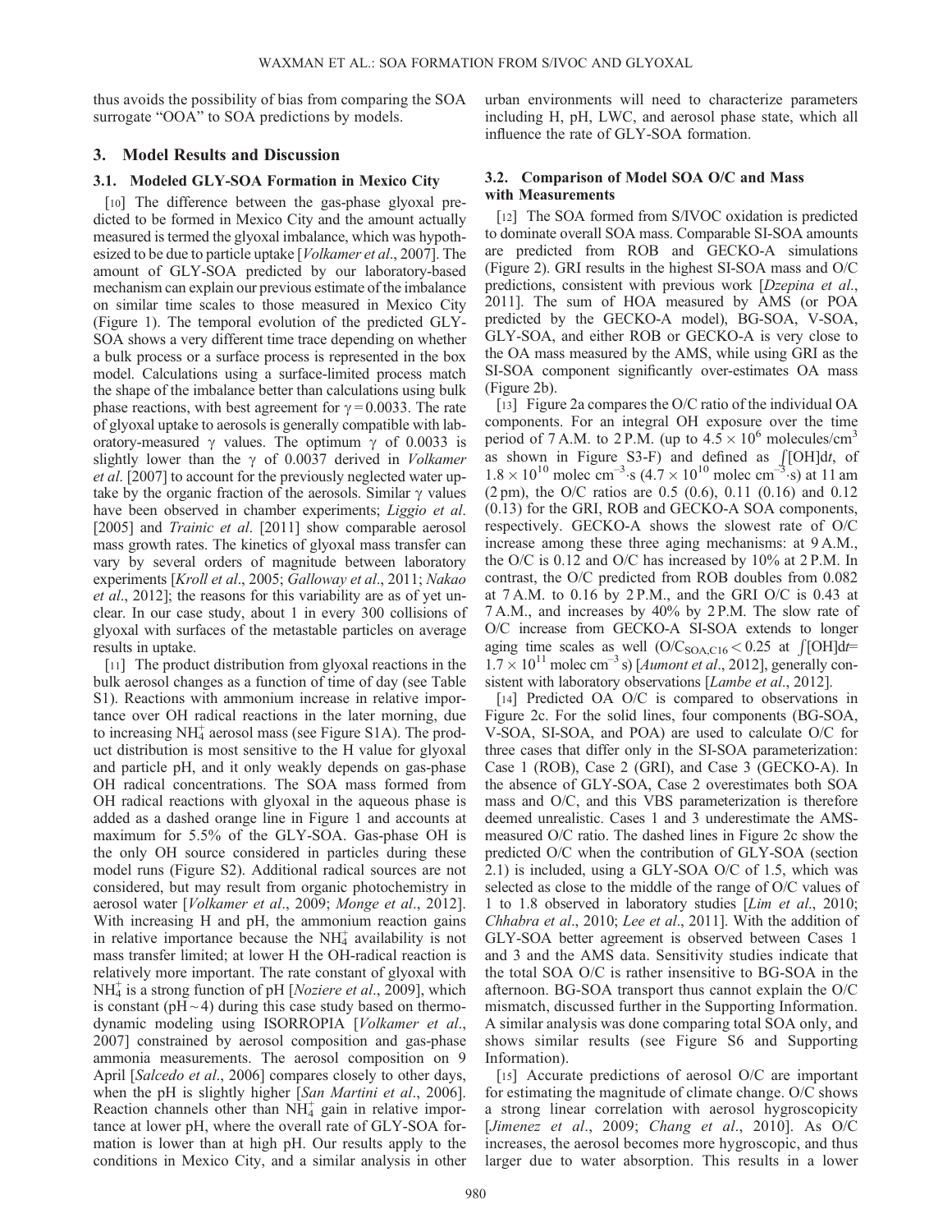thus avoids the possibility of bias from comparing the SOA surrogate "OOA" to SOA predictions by models.

## 3. Model Results and Discussion

### 3.1. Modeled GLY-SOA Formation in Mexico City

[10] The difference between the gas-phase glyoxal predicted to be formed in Mexico City and the amount actually measured is termed the glyoxal imbalance, which was hypothesized to be due to particle uptake [*Volkamer et al*., 2007]. The amount of GLY-SOA predicted by our laboratory-based mechanism can explain our previous estimate of the imbalance on similar time scales to those measured in Mexico City (Figure 1). The temporal evolution of the predicted GLY-SOA shows a very different time trace depending on whether a bulk process or a surface process is represented in the box model. Calculations using a surface-limited process match the shape of the imbalance better than calculations using bulk phase reactions, with best agreement for $\gamma = 0.0033$. The rate of glyoxal uptake to aerosols is generally compatible with laboratory-measured $\gamma$ values. The optimum $\gamma$ of 0.0033 is slightly lower than the $\gamma$ of 0.0037 derived in *Volkamer et al*. [2007] to account for the previously neglected water uptake by the organic fraction of the aerosols. Similar $\gamma$ values have been observed in chamber experiments; *Liggio et al*. [2005] and *Trainic et al*. [2011] show comparable aerosol mass growth rates. The kinetics of glyoxal mass transfer can vary by several orders of magnitude between laboratory experiments [*Kroll et al*., 2005; *Galloway et al*., 2011; *Nakao et al*., 2012]; the reasons for this variability are as of yet unclear. In our case study, about 1 in every 300 collisions of glyoxal with surfaces of the metastable particles on average results in uptake.

[11] The product distribution from glyoxal reactions in the bulk aerosol changes as a function of time of day (see Table S1). Reactions with ammonium increase in relative importance over OH radical reactions in the later morning, due to increasing $NH_4^+$ aerosol mass (see Figure S1A). The product distribution is most sensitive to the H value for glyoxal and particle pH, and it only weakly depends on gas-phase OH radical concentrations. The SOA mass formed from OH radical reactions with glyoxal in the aqueous phase is added as a dashed orange line in Figure 1 and accounts at maximum for 5.5% of the GLY-SOA. Gas-phase OH is the only OH source considered in particles during these model runs (Figure S2). Additional radical sources are not considered, but may result from organic photochemistry in aerosol water [*Volkamer et al*., 2009; *Monge et al*., 2012]. With increasing H and pH, the ammonium reaction gains in relative importance because the $NH_4^+$ availability is not mass transfer limited; at lower H the OH-radical reaction is relatively more important. The rate constant of glyoxal with $NH_4^+$ is a strong function of pH [*Noziere et al*., 2009], which is constant (pH ~ 4) during this case study based on thermodynamic modeling using ISORROPIA [*Volkamer et al*., 2007] constrained by aerosol composition and gas-phase ammonia measurements. The aerosol composition on 9 April [*Salcedo et al*., 2006] compares closely to other days, when the pH is slightly higher [*San Martini et al*., 2006]. Reaction channels other than $NH_4^+$ gain in relative importance at lower pH, where the overall rate of GLY-SOA formation is lower than at high pH. Our results apply to the conditions in Mexico City, and a similar analysis in other urban environments will need to characterize parameters including H, pH, LWC, and aerosol phase state, which all influence the rate of GLY-SOA formation.

### 3.2. Comparison of Model SOA O/C and Mass with Measurements

[12] The SOA formed from S/IVOC oxidation is predicted to dominate overall SOA mass. Comparable SI-SOA amounts are predicted from ROB and GECKO-A simulations (Figure 2). GRI results in the highest SI-SOA mass and O/C predictions, consistent with previous work [*Dzepina et al*., 2011]. The sum of HOA measured by AMS (or POA predicted by the GECKO-A model), BG-SOA, V-SOA, GLY-SOA, and either ROB or GECKO-A is very close to the OA mass measured by the AMS, while using GRI as the SI-SOA component significantly over-estimates OA mass (Figure 2b).

[13] Figure 2a compares the O/C ratio of the individual OA components. For an integral OH exposure over the time period of 7 A.M. to 2 P.M. (up to $4.5 \times 10^6$ molecules/cm$^3$ as shown in Figure S3-F) and defined as $\int[\mathrm{OH}]\mathrm{d}t$, of $1.8 \times 10^{10}$ molec cm$^{-3}$·s ($4.7 \times 10^{10}$ molec cm$^{-3}$·s) at 11 am (2 pm), the O/C ratios are 0.5 (0.6), 0.11 (0.16) and 0.12 (0.13) for the GRI, ROB and GECKO-A SOA components, respectively. GECKO-A shows the slowest rate of O/C increase among these three aging mechanisms: at 9 A.M., the O/C is 0.12 and O/C has increased by 10% at 2 P.M. In contrast, the O/C predicted from ROB doubles from 0.082 at 7 A.M. to 0.16 by 2 P.M., and the GRI O/C is 0.43 at 7 A.M., and increases by 40% by 2 P.M. The slow rate of O/C increase from GECKO-A SI-SOA extends to longer aging time scales as well ($\mathrm{O/C_{SOA,C16}} < 0.25$ at $\int[\mathrm{OH}]\mathrm{d}t = 1.7 \times 10^{11}$ molec cm$^{-3}$ s) [*Aumont et al*., 2012], generally consistent with laboratory observations [*Lambe et al*., 2012].

[14] Predicted OA O/C is compared to observations in Figure 2c. For the solid lines, four components (BG-SOA, V-SOA, SI-SOA, and POA) are used to calculate O/C for three cases that differ only in the SI-SOA parameterization: Case 1 (ROB), Case 2 (GRI), and Case 3 (GECKO-A). In the absence of GLY-SOA, Case 2 overestimates both SOA mass and O/C, and this VBS parameterization is therefore deemed unrealistic. Cases 1 and 3 underestimate the AMS-measured O/C ratio. The dashed lines in Figure 2c show the predicted O/C when the contribution of GLY-SOA (section 2.1) is included, using a GLY-SOA O/C of 1.5, which was selected as close to the middle of the range of O/C values of 1 to 1.8 observed in laboratory studies [*Lim et al*., 2010; *Chhabra et al*., 2010; *Lee et al*., 2011]. With the addition of GLY-SOA better agreement is observed between Cases 1 and 3 and the AMS data. Sensitivity studies indicate that the total SOA O/C is rather insensitive to BG-SOA in the afternoon. BG-SOA transport thus cannot explain the O/C mismatch, discussed further in the Supporting Information. A similar analysis was done comparing total SOA only, and shows similar results (see Figure S6 and Supporting Information).

[15] Accurate predictions of aerosol O/C are important for estimating the magnitude of climate change. O/C shows a strong linear correlation with aerosol hygroscopicity [*Jimenez et al*., 2009; *Chang et al*., 2010]. As O/C increases, the aerosol becomes more hygroscopic, and thus larger due to water absorption. This results in a lower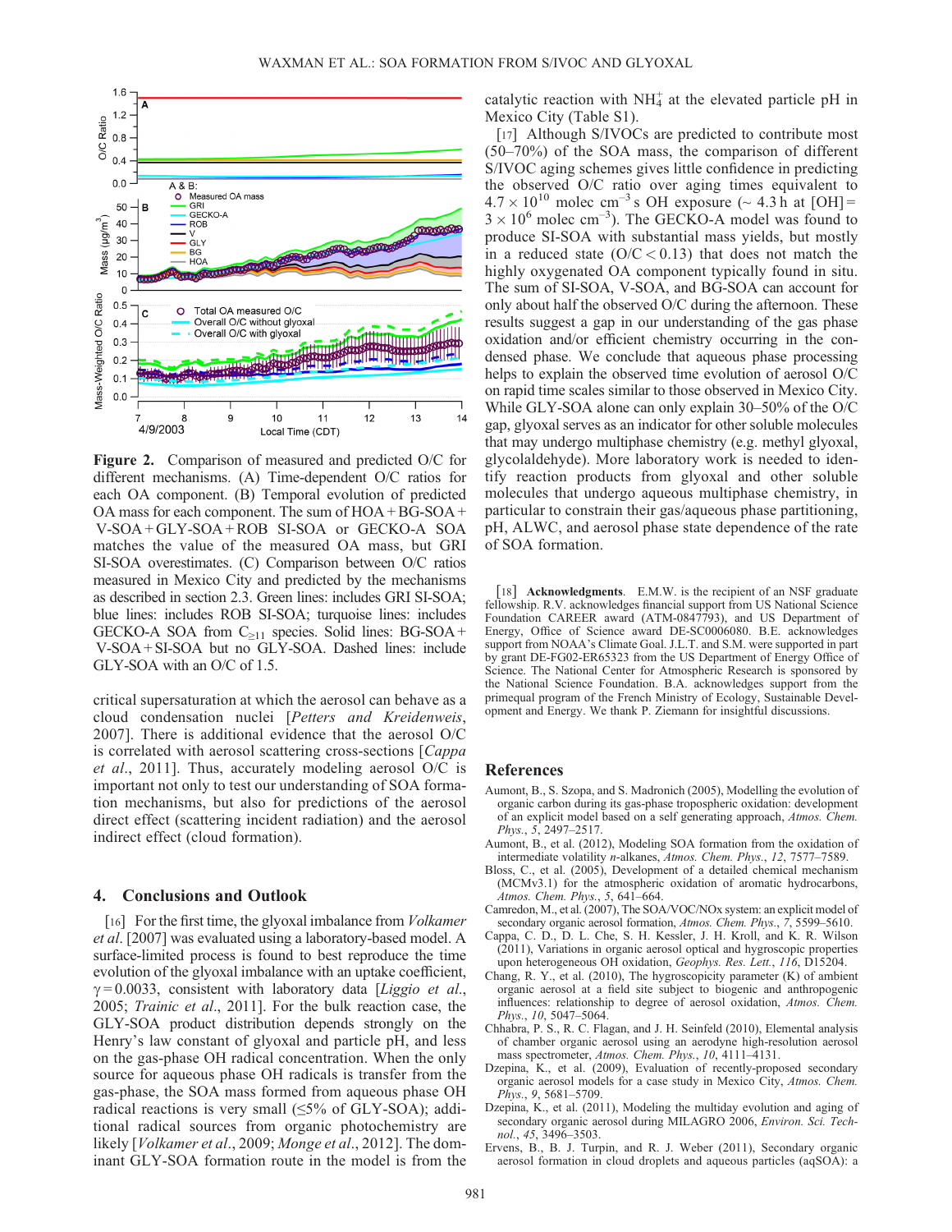**Figure 2.** Comparison of measured and predicted O/C for different mechanisms. (A) Time-dependent O/C ratios for each OA component. (B) Temporal evolution of predicted OA mass for each component. The sum of HOA + BG-SOA + V-SOA + GLY-SOA + ROB SI-SOA or GECKO-A SOA matches the value of the measured OA mass, but GRI SI-SOA overestimates. (C) Comparison between O/C ratios measured in Mexico City and predicted by the mechanisms as described in section 2.3. Green lines: includes GRI SI-SOA; blue lines: includes ROB SI-SOA; turquoise lines: includes GECKO-A SOA from $C_{\geq 11}$ species. Solid lines: BG-SOA + V-SOA + SI-SOA but no GLY-SOA. Dashed lines: include GLY-SOA with an O/C of 1.5.

critical supersaturation at which the aerosol can behave as a cloud condensation nuclei [*Petters and Kreidenweis*, 2007]. There is additional evidence that the aerosol O/C is correlated with aerosol scattering cross-sections [*Cappa et al.*, 2011]. Thus, accurately modeling aerosol O/C is important not only to test our understanding of SOA formation mechanisms, but also for predictions of the aerosol direct effect (scattering incident radiation) and the aerosol indirect effect (cloud formation).

## 4. Conclusions and Outlook

[16] For the first time, the glyoxal imbalance from *Volkamer et al.* [2007] was evaluated using a laboratory-based model. A surface-limited process is found to best reproduce the time evolution of the glyoxal imbalance with an uptake coefficient, $\gamma = 0.0033$, consistent with laboratory data [*Liggio et al.*, 2005; *Trainic et al.*, 2011]. For the bulk reaction case, the GLY-SOA product distribution depends strongly on the Henry's law constant of glyoxal and particle pH, and less on the gas-phase OH radical concentration. When the only source for aqueous phase OH radicals is transfer from the gas-phase, the SOA mass formed from aqueous phase OH radical reactions is very small ($\lesssim$5% of GLY-SOA); additional radical sources from organic photochemistry are likely [*Volkamer et al.*, 2009; *Monge et al.*, 2012]. The dominant GLY-SOA formation route in the model is from the catalytic reaction with $NH_4^+$ at the elevated particle pH in Mexico City (Table S1).

[17] Although S/IVOCs are predicted to contribute most (50–70%) of the SOA mass, the comparison of different S/IVOC aging schemes gives little confidence in predicting the observed O/C ratio over aging times equivalent to $4.7 \times 10^{10}$ molec cm$^{-3}$ s OH exposure (~ 4.3 h at [OH] = $3 \times 10^6$ molec cm$^{-3}$). The GECKO-A model was found to produce SI-SOA with substantial mass yields, but mostly in a reduced state (O/C < 0.13) that does not match the highly oxygenated OA component typically found in situ. The sum of SI-SOA, V-SOA, and BG-SOA can account for only about half the observed O/C during the afternoon. These results suggest a gap in our understanding of the gas phase oxidation and/or efficient chemistry occurring in the condensed phase. We conclude that aqueous phase processing helps to explain the observed time evolution of aerosol O/C on rapid time scales similar to those observed in Mexico City. While GLY-SOA alone can only explain 30–50% of the O/C gap, glyoxal serves as an indicator for other soluble molecules that may undergo multiphase chemistry (e.g. methyl glyoxal, glycolaldehyde). More laboratory work is needed to identify reaction products from glyoxal and other soluble molecules that undergo aqueous multiphase chemistry, in particular to constrain their gas/aqueous phase partitioning, pH, ALWC, and aerosol phase state dependence of the rate of SOA formation.

[18] **Acknowledgments**. E.M.W. is the recipient of an NSF graduate fellowship. R.V. acknowledges financial support from US National Science Foundation CAREER award (ATM-0847793), and US Department of Energy, Office of Science award DE-SC0006080. B.E. acknowledges support from NOAA's Climate Goal. J.L.T. and S.M. were supported in part by grant DE-FG02-ER65323 from the US Department of Energy Office of Science. The National Center for Atmospheric Research is sponsored by the National Science Foundation. B.A. acknowledges support from the primequal program of the French Ministry of Ecology, Sustainable Development and Energy. We thank P. Ziemann for insightful discussions.

## References

Aumont, B., S. Szopa, and S. Madronich (2005), Modelling the evolution of organic carbon during its gas-phase tropospheric oxidation: development of an explicit model based on a self generating approach, *Atmos. Chem. Phys.*, *5*, 2497–2517.

Aumont, B., et al. (2012), Modeling SOA formation from the oxidation of intermediate volatility n-alkanes, *Atmos. Chem. Phys.*, *12*, 7577–7589.

Bloss, C., et al. (2005), Development of a detailed chemical mechanism (MCMv3.1) for the atmospheric oxidation of aromatic hydrocarbons, *Atmos. Chem. Phys.*, *5*, 641–664.

Camredon, M., et al. (2007), The SOA/VOC/NOx system: an explicit model of secondary organic aerosol formation, *Atmos. Chem. Phys.*, *7*, 5599–5610.

Cappa, C. D., D. L. Che, S. H. Kessler, J. H. Kroll, and K. R. Wilson (2011), Variations in organic aerosol optical and hygroscopic properties upon heterogeneous OH oxidation, *Geophys. Res. Lett.*, *116*, D15204.

Chang, R. Y., et al. (2010), The hygroscopicity parameter (K) of ambient organic aerosol at a field site subject to biogenic and anthropogenic influences: relationship to degree of aerosol oxidation, *Atmos. Chem. Phys.*, *10*, 5047–5064.

Chhabra, P. S., R. C. Flagan, and J. H. Seinfeld (2010), Elemental analysis of chamber organic aerosol using an aerodyne high-resolution aerosol mass spectrometer, *Atmos. Chem. Phys.*, *10*, 4111–4131.

Dzepina, K., et al. (2009), Evaluation of recently-proposed secondary organic aerosol models for a case study in Mexico City, *Atmos. Chem. Phys.*, *9*, 5681–5709.

Dzepina, K., et al. (2011), Modeling the multiday evolution and aging of secondary organic aerosol during MILAGRO 2006, *Environ. Sci. Technol.*, *45*, 3496–3503.

Ervens, B., B. J. Turpin, and R. J. Weber (2011), Secondary organic aerosol formation in cloud droplets and aqueous particles (aqSOA): a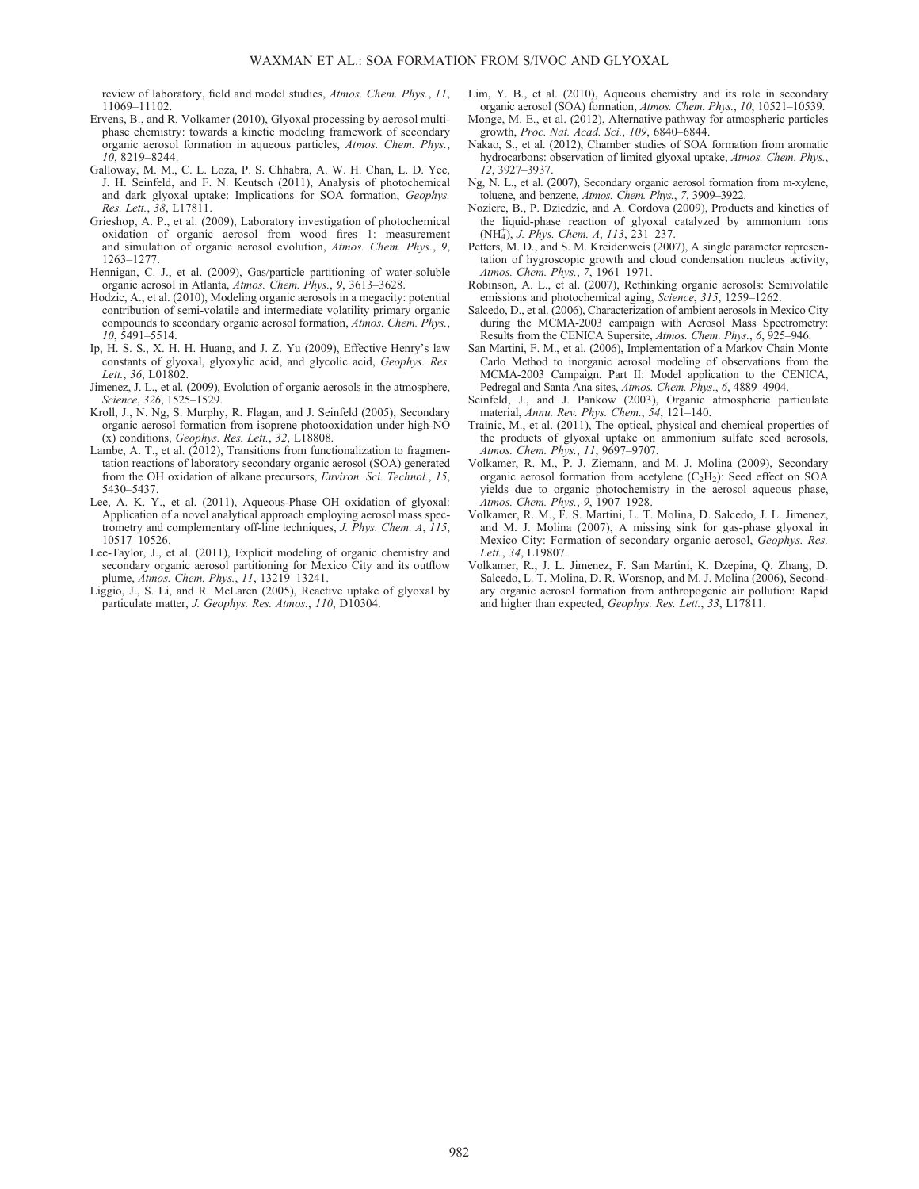review of laboratory, field and model studies, *Atmos. Chem. Phys.*, *11*, 11069–11102.

Ervens, B., and R. Volkamer (2010), Glyoxal processing by aerosol multiphase chemistry: towards a kinetic modeling framework of secondary organic aerosol formation in aqueous particles, *Atmos. Chem. Phys.*, *10*, 8219–8244.

Galloway, M. M., C. L. Loza, P. S. Chhabra, A. W. H. Chan, L. D. Yee, J. H. Seinfeld, and F. N. Keutsch (2011), Analysis of photochemical and dark glyoxal uptake: Implications for SOA formation, *Geophys. Res. Lett.*, *38*, L17811.

Grieshop, A. P., et al. (2009), Laboratory investigation of photochemical oxidation of organic aerosol from wood fires 1: measurement and simulation of organic aerosol evolution, *Atmos. Chem. Phys.*, *9*, 1263–1277.

Hennigan, C. J., et al. (2009), Gas/particle partitioning of water-soluble organic aerosol in Atlanta, *Atmos. Chem. Phys.*, *9*, 3613–3628.

Hodzic, A., et al. (2010), Modeling organic aerosols in a megacity: potential contribution of semi-volatile and intermediate volatility primary organic compounds to secondary organic aerosol formation, *Atmos. Chem. Phys.*, *10*, 5491–5514.

Ip, H. S. S., X. H. H. Huang, and J. Z. Yu (2009), Effective Henry's law constants of glyoxal, glyoxylic acid, and glycolic acid, *Geophys. Res. Lett.*, *36*, L01802.

Jimenez, J. L., et al. (2009), Evolution of organic aerosols in the atmosphere, *Science*, *326*, 1525–1529.

Kroll, J., N. Ng, S. Murphy, R. Flagan, and J. Seinfeld (2005), Secondary organic aerosol formation from isoprene photooxidation under high-NO (x) conditions, *Geophys. Res. Lett.*, *32*, L18808.

Lambe, A. T., et al. (2012), Transitions from functionalization to fragmentation reactions of laboratory secondary organic aerosol (SOA) generated from the OH oxidation of alkane precursors, *Environ. Sci. Technol.*, *15*, 5430–5437.

Lee, A. K. Y., et al. (2011), Aqueous-Phase OH oxidation of glyoxal: Application of a novel analytical approach employing aerosol mass spectrometry and complementary off-line techniques, *J. Phys. Chem. A*, *115*, 10517–10526.

Lee-Taylor, J., et al. (2011), Explicit modeling of organic chemistry and secondary organic aerosol partitioning for Mexico City and its outflow plume, *Atmos. Chem. Phys.*, *11*, 13219–13241.

Liggio, J., S. Li, and R. McLaren (2005), Reactive uptake of glyoxal by particulate matter, *J. Geophys. Res. Atmos.*, *110*, D10304.

Lim, Y. B., et al. (2010), Aqueous chemistry and its role in secondary organic aerosol (SOA) formation, *Atmos. Chem. Phys.*, *10*, 10521–10539.

Monge, M. E., et al. (2012), Alternative pathway for atmospheric particles growth, *Proc. Nat. Acad. Sci.*, *109*, 6840–6844.

Nakao, S., et al. (2012), Chamber studies of SOA formation from aromatic hydrocarbons: observation of limited glyoxal uptake, *Atmos. Chem. Phys.*, *12*, 3927–3937.

Ng, N. L., et al. (2007), Secondary organic aerosol formation from m-xylene, toluene, and benzene, *Atmos. Chem. Phys.*, *7*, 3909–3922.

Noziere, B., P. Dziedzic, and A. Cordova (2009), Products and kinetics of the liquid-phase reaction of glyoxal catalyzed by ammonium ions ($NH_4^+$), *J. Phys. Chem. A*, *113*, 231–237.

Petters, M. D., and S. M. Kreidenweis (2007), A single parameter representation of hygroscopic growth and cloud condensation nucleus activity, *Atmos. Chem. Phys.*, *7*, 1961–1971.

Robinson, A. L., et al. (2007), Rethinking organic aerosols: Semivolatile emissions and photochemical aging, *Science*, *315*, 1259–1262.

Salcedo, D., et al. (2006), Characterization of ambient aerosols in Mexico City during the MCMA-2003 campaign with Aerosol Mass Spectrometry: Results from the CENICA Supersite, *Atmos. Chem. Phys.*, *6*, 925–946.

San Martini, F. M., et al. (2006), Implementation of a Markov Chain Monte Carlo Method to inorganic aerosol modeling of observations from the MCMA-2003 Campaign. Part II: Model application to the CENICA, Pedregal and Santa Ana sites, *Atmos. Chem. Phys.*, *6*, 4889–4904.

Seinfeld, J., and J. Pankow (2003), Organic atmospheric particulate material, *Annu. Rev. Phys. Chem.*, *54*, 121–140.

Trainic, M., et al. (2011), The optical, physical and chemical properties of the products of glyoxal uptake on ammonium sulfate seed aerosols, *Atmos. Chem. Phys.*, *11*, 9697–9707.

Volkamer, R. M., P. J. Ziemann, and M. J. Molina (2009), Secondary organic aerosol formation from acetylene ($C_2H_2$): Seed effect on SOA yields due to organic photochemistry in the aerosol aqueous phase, *Atmos. Chem. Phys.*, *9*, 1907–1928.

Volkamer, R. M., F. S. Martini, L. T. Molina, D. Salcedo, J. L. Jimenez, and M. J. Molina (2007), A missing sink for gas-phase glyoxal in Mexico City: Formation of secondary organic aerosol, *Geophys. Res. Lett.*, *34*, L19807.

Volkamer, R., J. L. Jimenez, F. San Martini, K. Dzepina, Q. Zhang, D. Salcedo, L. T. Molina, D. R. Worsnop, and M. J. Molina (2006), Secondary organic aerosol formation from anthropogenic air pollution: Rapid and higher than expected, *Geophys. Res. Lett.*, *33*, L17811.